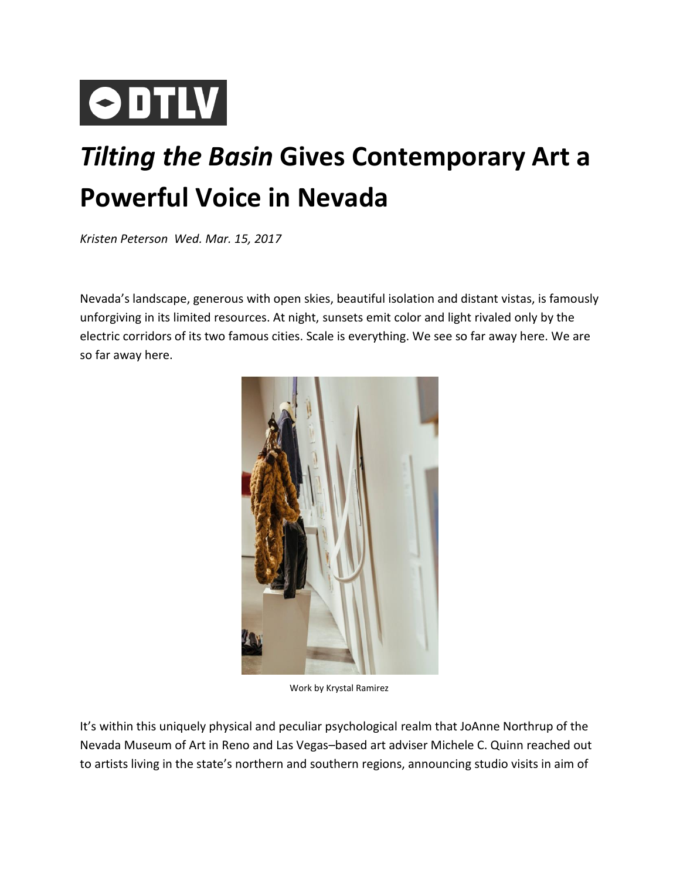DTLV

# *Tilting the Basin* Gives Contemporary Art a Powerful Voice in Nevada

*Kristen Peterson Wed. Mar. 15, 2017*

Nevada's landscape, generous with open skies, beautiful isolation and distant vistas, is famously unforgiving in its limited resources. At night, sunsets emit color and light rivaled only by the electric corridors of its two famous cities. Scale is everything. We see so far away here. We are so far away here.

Work by Krystal Ramirez

It's within this uniquely physical and peculiar psychological realm that JoAnne Northrup of the Nevada Museum of Art in Reno and Las Vegas–based art adviser Michele C. Quinn reached out to artists living in the state's northern and southern regions, announcing studio visits in aim of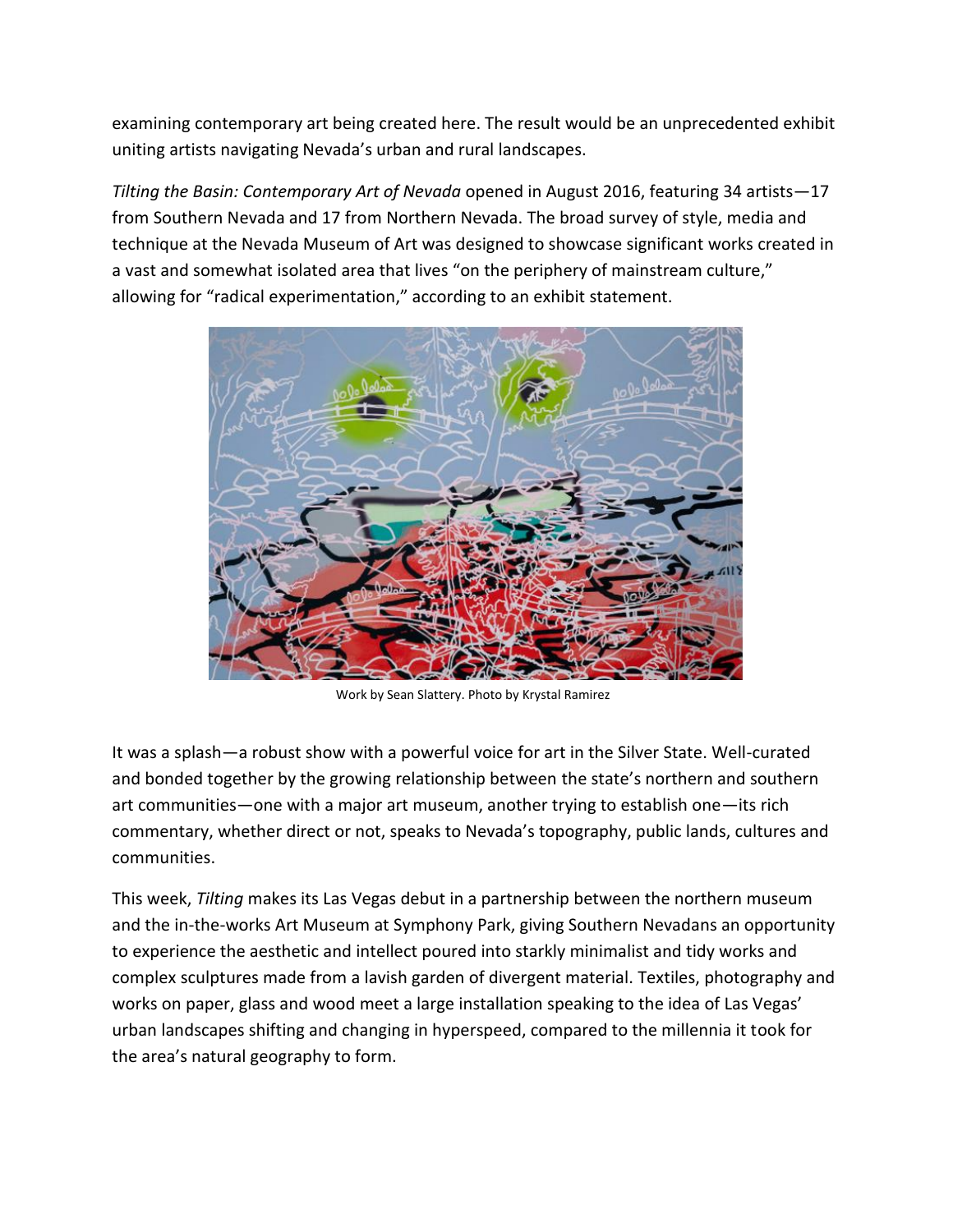examining contemporary art being created here. The result would be an unprecedented exhibit uniting artists navigating Nevada's urban and rural landscapes.

*Tilting the Basin: Contemporary Art of Nevada* opened in August 2016, featuring 34 artists—17 from Southern Nevada and 17 from Northern Nevada. The broad survey of style, media and technique at the Nevada Museum of Art was designed to showcase significant works created in a vast and somewhat isolated area that lives "on the periphery of mainstream culture," allowing for "radical experimentation," according to an exhibit statement.

Work by Sean Slattery. Photo by Krystal Ramirez

It was a splash—a robust show with a powerful voice for art in the Silver State. Well-curated and bonded together by the growing relationship between the state's northern and southern art communities—one with a major art museum, another trying to establish one—its rich commentary, whether direct or not, speaks to Nevada's topography, public lands, cultures and communities.

This week, *Tilting* makes its Las Vegas debut in a partnership between the northern museum and the in-the-works Art Museum at Symphony Park, giving Southern Nevadans an opportunity to experience the aesthetic and intellect poured into starkly minimalist and tidy works and complex sculptures made from a lavish garden of divergent material. Textiles, photography and works on paper, glass and wood meet a large installation speaking to the idea of Las Vegas' urban landscapes shifting and changing in hyperspeed, compared to the millennia it took for the area's natural geography to form.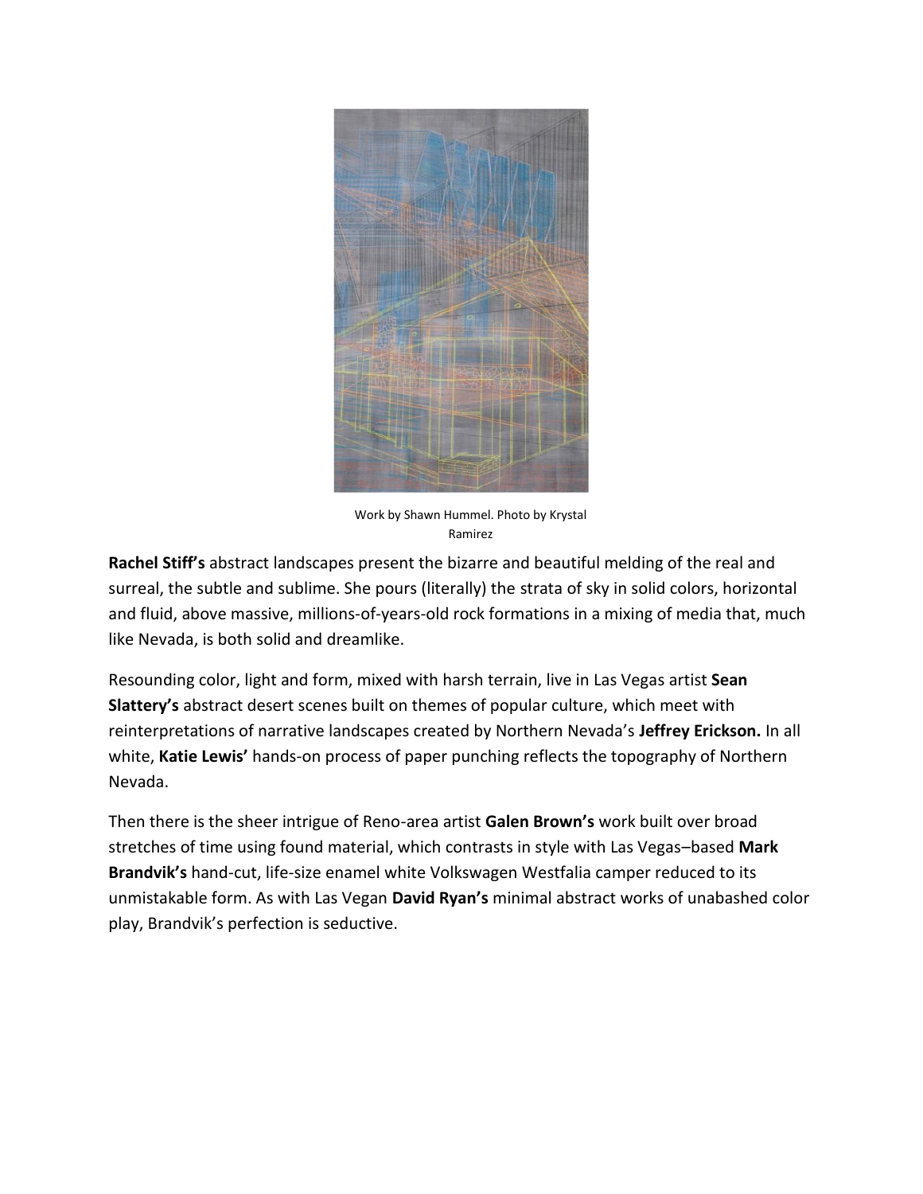Work by Shawn Hummel. Photo by Krystal Ramirez

**Rachel Stiff's** abstract landscapes present the bizarre and beautiful melding of the real and surreal, the subtle and sublime. She pours (literally) the strata of sky in solid colors, horizontal and fluid, above massive, millions-of-years-old rock formations in a mixing of media that, much like Nevada, is both solid and dreamlike.

Resounding color, light and form, mixed with harsh terrain, live in Las Vegas artist **Sean Slattery's** abstract desert scenes built on themes of popular culture, which meet with reinterpretations of narrative landscapes created by Northern Nevada's **Jeffrey Erickson.** In all white, **Katie Lewis'** hands-on process of paper punching reflects the topography of Northern Nevada.

Then there is the sheer intrigue of Reno-area artist **Galen Brown's** work built over broad stretches of time using found material, which contrasts in style with Las Vegas–based **Mark Brandvik's** hand-cut, life-size enamel white Volkswagen Westfalia camper reduced to its unmistakable form. As with Las Vegan **David Ryan's** minimal abstract works of unabashed color play, Brandvik's perfection is seductive.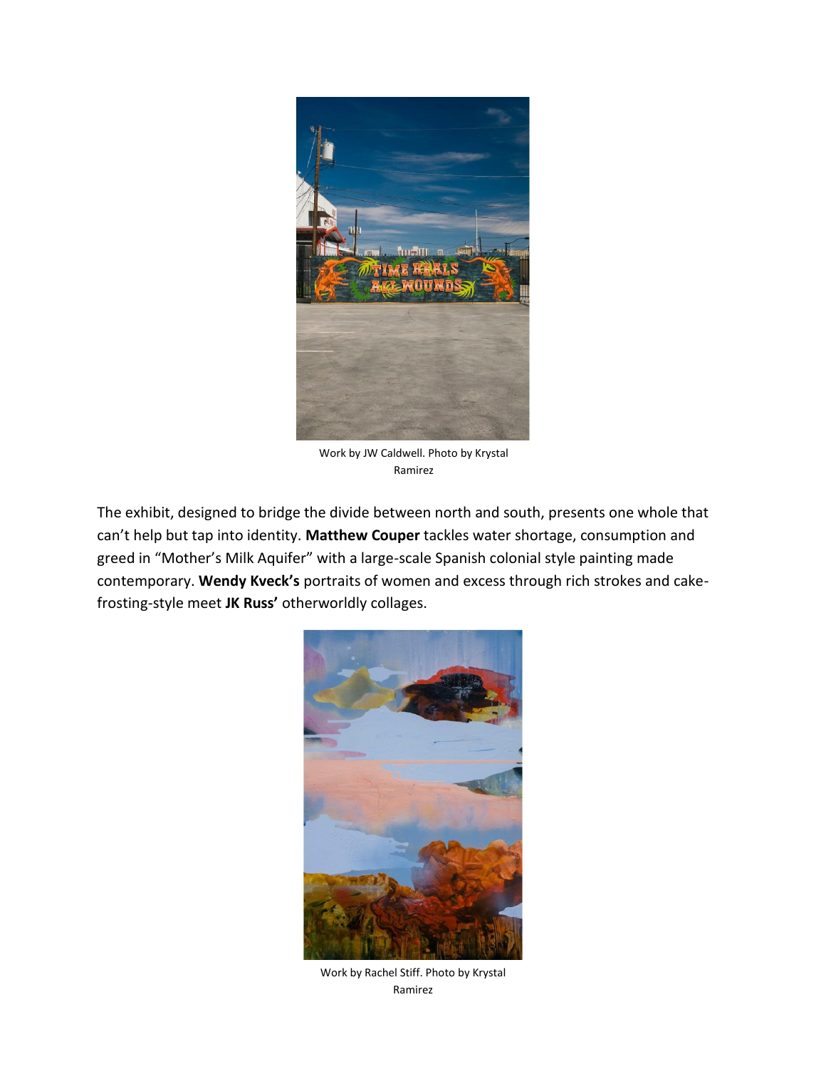Work by JW Caldwell. Photo by Krystal Ramirez

The exhibit, designed to bridge the divide between north and south, presents one whole that can't help but tap into identity. **Matthew Couper** tackles water shortage, consumption and greed in "Mother's Milk Aquifer" with a large-scale Spanish colonial style painting made contemporary. **Wendy Kveck's** portraits of women and excess through rich strokes and cake-frosting-style meet **JK Russ'** otherworldly collages.

Work by Rachel Stiff. Photo by Krystal Ramirez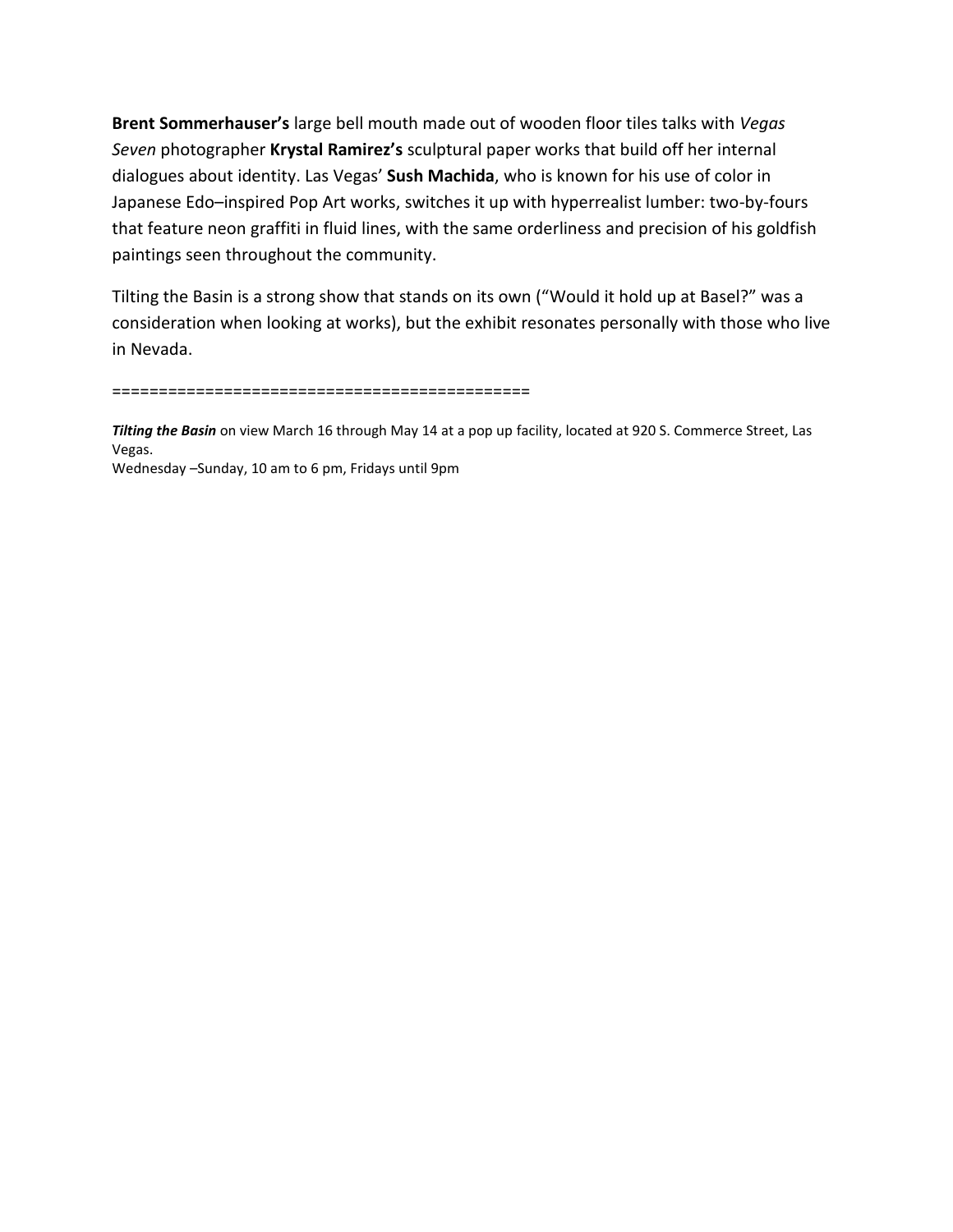**Brent Sommerhauser's** large bell mouth made out of wooden floor tiles talks with *Vegas Seven* photographer **Krystal Ramirez's** sculptural paper works that build off her internal dialogues about identity. Las Vegas' **Sush Machida**, who is known for his use of color in Japanese Edo–inspired Pop Art works, switches it up with hyperrealist lumber: two-by-fours that feature neon graffiti in fluid lines, with the same orderliness and precision of his goldfish paintings seen throughout the community.

Tilting the Basin is a strong show that stands on its own ("Would it hold up at Basel?" was a consideration when looking at works), but the exhibit resonates personally with those who live in Nevada.

============================================

***Tilting the Basin*** on view March 16 through May 14 at a pop up facility, located at 920 S. Commerce Street, Las Vegas.
Wednesday –Sunday, 10 am to 6 pm, Fridays until 9pm